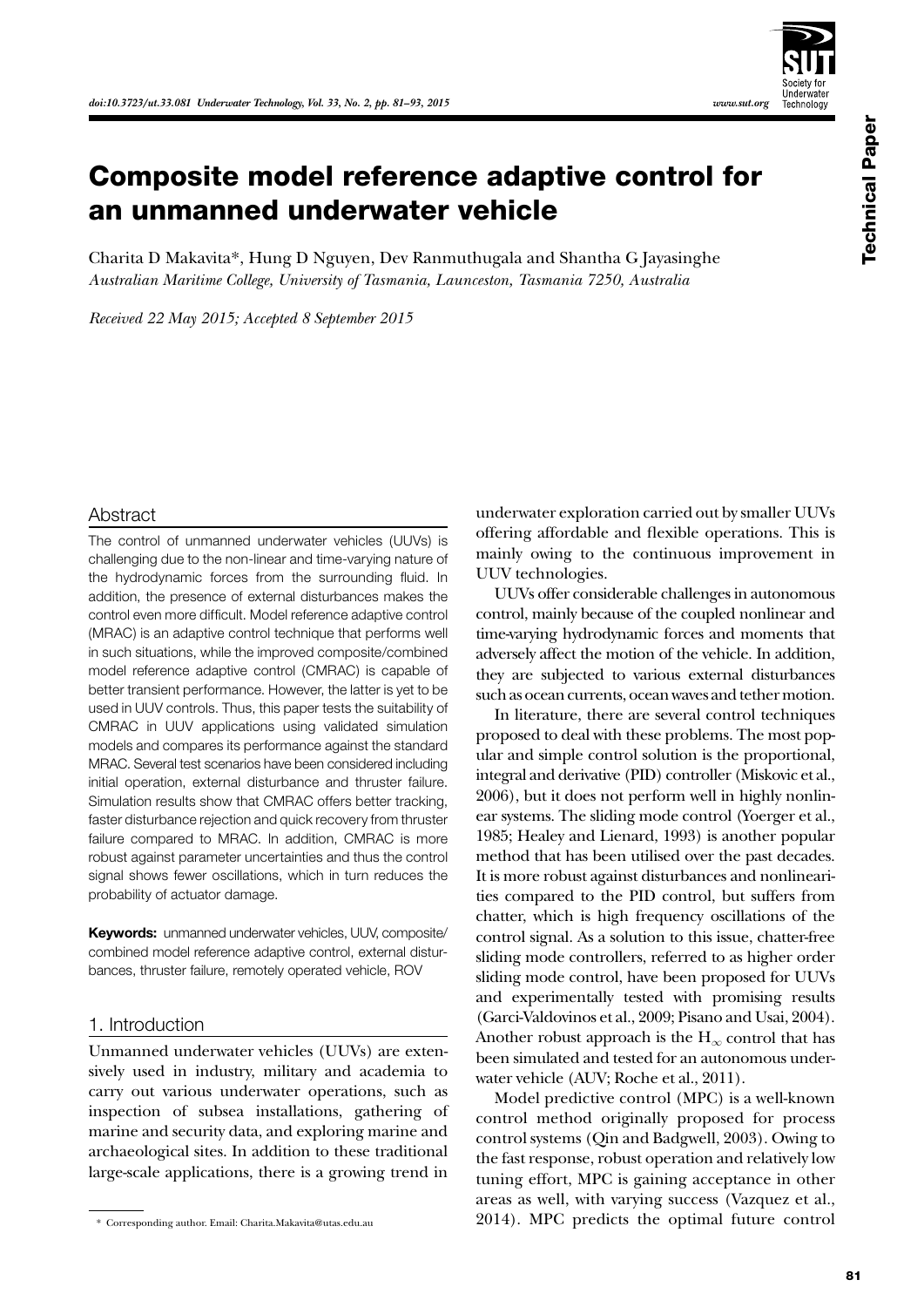# Composite model reference adaptive control for an unmanned underwater vehicle

Charita D Makavita*, Hung D Nguyen, Dev Ranmuthugala and Shantha G Jayasinghe

*Australian Maritime College, University of Tasmania, Launceston, Tasmania 7250, Australia*

*Received 22 May 2015; Accepted 8 September 2015*

## Abstract

The control of unmanned underwater vehicles (UUVs) is challenging due to the non-linear and time-varying nature of the hydrodynamic forces from the surrounding fluid. In addition, the presence of external disturbances makes the control even more difficult. Model reference adaptive control (MRAC) is an adaptive control technique that performs well in such situations, while the improved composite/combined model reference adaptive control (CMRAC) is capable of better transient performance. However, the latter is yet to be used in UUV controls. Thus, this paper tests the suitability of CMRAC in UUV applications using validated simulation models and compares its performance against the standard MRAC. Several test scenarios have been considered including initial operation, external disturbance and thruster failure. Simulation results show that CMRAC offers better tracking, faster disturbance rejection and quick recovery from thruster failure compared to MRAC. In addition, CMRAC is more robust against parameter uncertainties and thus the control signal shows fewer oscillations, which in turn reduces the probability of actuator damage.

**Keywords:** unmanned underwater vehicles, UUV, composite/combined model reference adaptive control, external disturbances, thruster failure, remotely operated vehicle, ROV

## 1. Introduction

Unmanned underwater vehicles (UUVs) are extensively used in industry, military and academia to carry out various underwater operations, such as inspection of subsea installations, gathering of marine and security data, and exploring marine and archaeological sites. In addition to these traditional large-scale applications, there is a growing trend in underwater exploration carried out by smaller UUVs offering affordable and flexible operations. This is mainly owing to the continuous improvement in UUV technologies.

UUVs offer considerable challenges in autonomous control, mainly because of the coupled nonlinear and time-varying hydrodynamic forces and moments that adversely affect the motion of the vehicle. In addition, they are subjected to various external disturbances such as ocean currents, ocean waves and tether motion.

In literature, there are several control techniques proposed to deal with these problems. The most popular and simple control solution is the proportional, integral and derivative (PID) controller (Miskovic et al., 2006), but it does not perform well in highly nonlinear systems. The sliding mode control (Yoerger et al., 1985; Healey and Lienard, 1993) is another popular method that has been utilised over the past decades. It is more robust against disturbances and nonlinearities compared to the PID control, but suffers from chatter, which is high frequency oscillations of the control signal. As a solution to this issue, chatter-free sliding mode controllers, referred to as higher order sliding mode control, have been proposed for UUVs and experimentally tested with promising results (Garci-Valdovinos et al., 2009; Pisano and Usai, 2004). Another robust approach is the $H_\infty$ control that has been simulated and tested for an autonomous underwater vehicle (AUV; Roche et al., 2011).

Model predictive control (MPC) is a well-known control method originally proposed for process control systems (Qin and Badgwell, 2003). Owing to the fast response, robust operation and relatively low tuning effort, MPC is gaining acceptance in other areas as well, with varying success (Vazquez et al., 2014). MPC predicts the optimal future control

* Corresponding author. Email: Charita.Makavita@utas.edu.au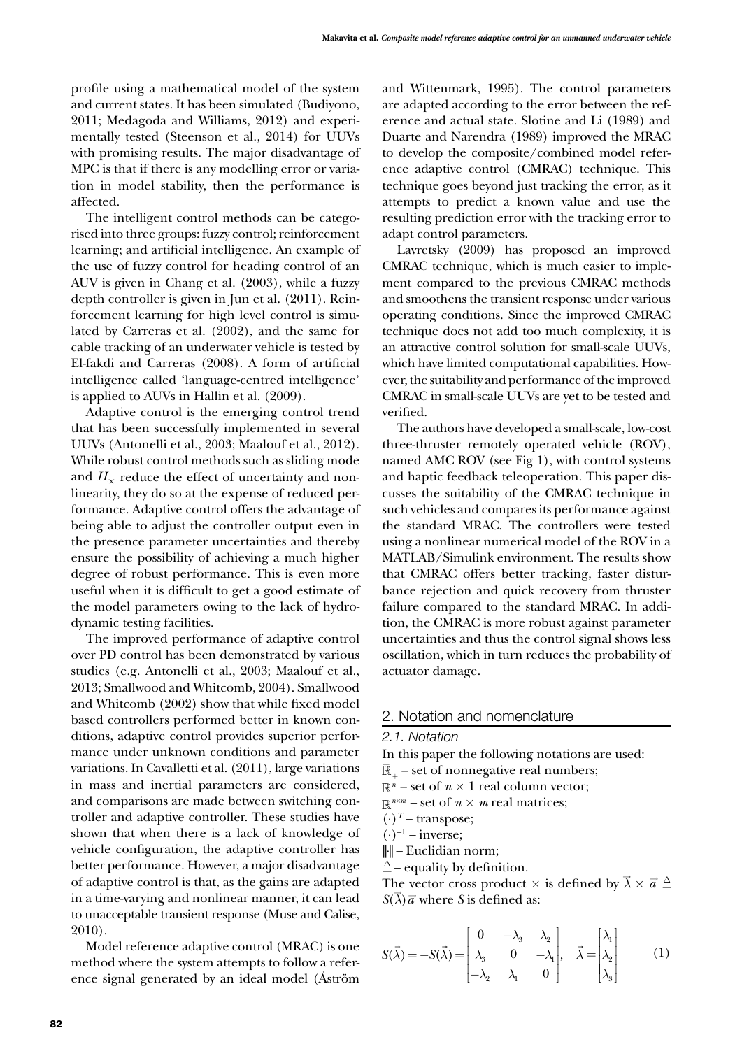profile using a mathematical model of the system and current states. It has been simulated (Budiyono, 2011; Medagoda and Williams, 2012) and experimentally tested (Steenson et al., 2014) for UUVs with promising results. The major disadvantage of MPC is that if there is any modelling error or variation in model stability, then the performance is affected.

The intelligent control methods can be categorised into three groups: fuzzy control; reinforcement learning; and artificial intelligence. An example of the use of fuzzy control for heading control of an AUV is given in Chang et al. (2003), while a fuzzy depth controller is given in Jun et al. (2011). Reinforcement learning for high level control is simulated by Carreras et al. (2002), and the same for cable tracking of an underwater vehicle is tested by El-fakdi and Carreras (2008). A form of artificial intelligence called 'language-centred intelligence' is applied to AUVs in Hallin et al. (2009).

Adaptive control is the emerging control trend that has been successfully implemented in several UUVs (Antonelli et al., 2003; Maalouf et al., 2012). While robust control methods such as sliding mode and $H_\infty$ reduce the effect of uncertainty and nonlinearity, they do so at the expense of reduced performance. Adaptive control offers the advantage of being able to adjust the controller output even in the presence parameter uncertainties and thereby ensure the possibility of achieving a much higher degree of robust performance. This is even more useful when it is difficult to get a good estimate of the model parameters owing to the lack of hydrodynamic testing facilities.

The improved performance of adaptive control over PD control has been demonstrated by various studies (e.g. Antonelli et al., 2003; Maalouf et al., 2013; Smallwood and Whitcomb, 2004). Smallwood and Whitcomb (2002) show that while fixed model based controllers performed better in known conditions, adaptive control provides superior performance under unknown conditions and parameter variations. In Cavalletti et al. (2011), large variations in mass and inertial parameters are considered, and comparisons are made between switching controller and adaptive controller. These studies have shown that when there is a lack of knowledge of vehicle configuration, the adaptive controller has better performance. However, a major disadvantage of adaptive control is that, as the gains are adapted in a time-varying and nonlinear manner, it can lead to unacceptable transient response (Muse and Calise, 2010).

Model reference adaptive control (MRAC) is one method where the system attempts to follow a reference signal generated by an ideal model (Åström and Wittenmark, 1995). The control parameters are adapted according to the error between the reference and actual state. Slotine and Li (1989) and Duarte and Narendra (1989) improved the MRAC to develop the composite/combined model reference adaptive control (CMRAC) technique. This technique goes beyond just tracking the error, as it attempts to predict a known value and use the resulting prediction error with the tracking error to adapt control parameters.

Lavretsky (2009) has proposed an improved CMRAC technique, which is much easier to implement compared to the previous CMRAC methods and smoothens the transient response under various operating conditions. Since the improved CMRAC technique does not add too much complexity, it is an attractive control solution for small-scale UUVs, which have limited computational capabilities. However, the suitability and performance of the improved CMRAC in small-scale UUVs are yet to be tested and verified.

The authors have developed a small-scale, low-cost three-thruster remotely operated vehicle (ROV), named AMC ROV (see Fig 1), with control systems and haptic feedback teleoperation. This paper discusses the suitability of the CMRAC technique in such vehicles and compares its performance against the standard MRAC. The controllers were tested using a nonlinear numerical model of the ROV in a MATLAB/Simulink environment. The results show that CMRAC offers better tracking, faster disturbance rejection and quick recovery from thruster failure compared to the standard MRAC. In addition, the CMRAC is more robust against parameter uncertainties and thus the control signal shows less oscillation, which in turn reduces the probability of actuator damage.

## 2. Notation and nomenclature

### 2.1. Notation

In this paper the following notations are used:

$\bar{\mathbb{R}}_+$ – set of nonnegative real numbers;

$\mathbb{R}^n$ – set of $n \times 1$ real column vector;

$\mathbb{R}^{n \times m}$ – set of $n \times m$ real matrices;

$(\cdot)^T$ – transpose;

$(\cdot)^{-1}$ – inverse;

$\|\cdot\|$ – Euclidian norm;

$\triangleq$ – equality by definition.

The vector cross product $\times$ is defined by $\vec{\lambda} \times \vec{a} \triangleq S(\vec{\lambda})\vec{a}$ where $S$ is defined as:

$$S(\vec{\lambda}) = -S(\vec{\lambda}) = \begin{bmatrix} 0 & -\lambda_3 & \lambda_2 \\ \lambda_3 & 0 & -\lambda_1 \\ -\lambda_2 & \lambda_1 & 0 \end{bmatrix}, \quad \vec{\lambda} = \begin{bmatrix} \lambda_1 \\ \lambda_2 \\ \lambda_3 \end{bmatrix} \tag{1}$$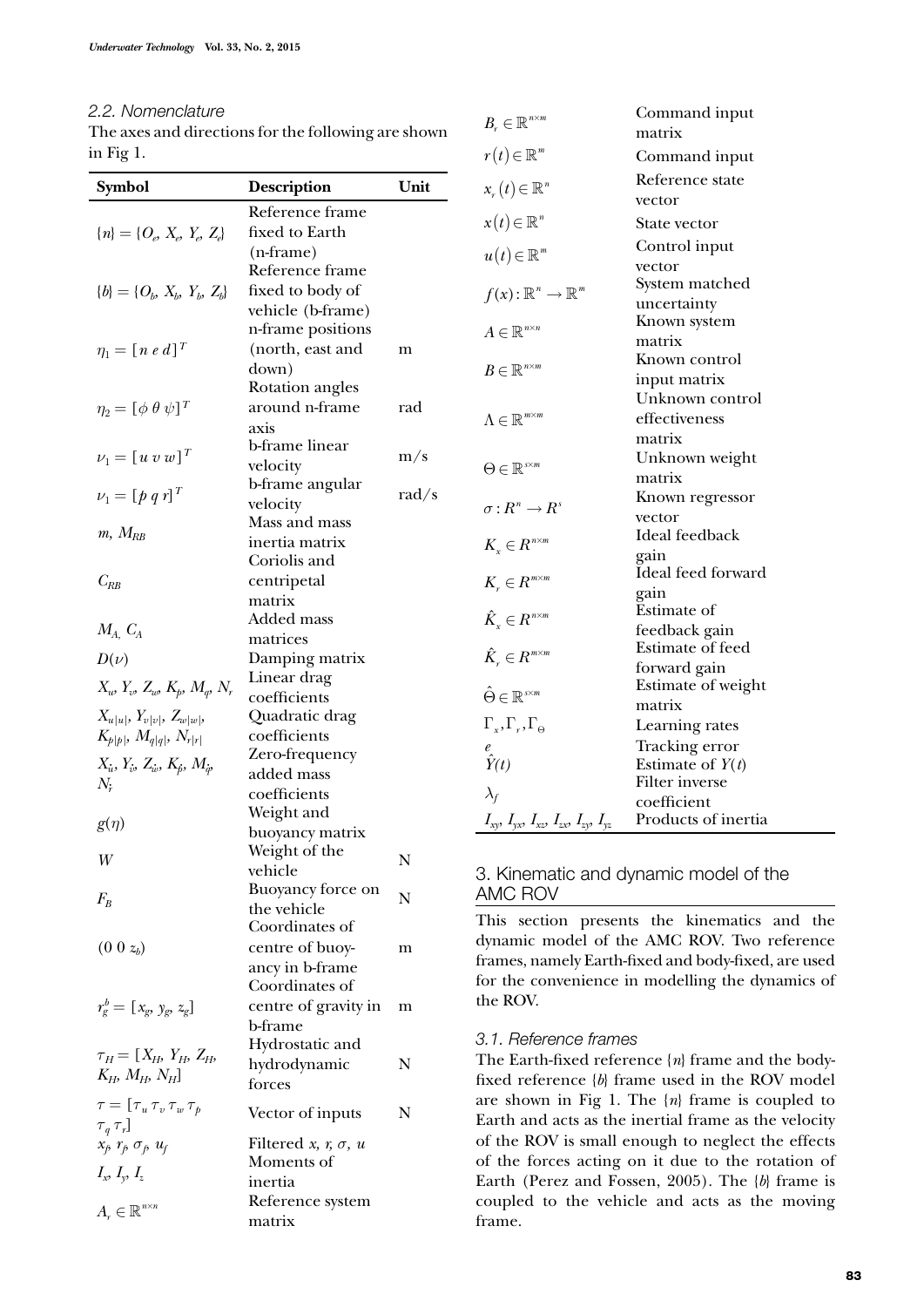### 2.2. Nomenclature

The axes and directions for the following are shown in Fig 1.

| Symbol | Description | Unit |
|---|---|---|
| $\{n\} = \{O_e, X_e, Y_e, Z_e\}$ | Reference frame fixed to Earth (n-frame) | |
| $\{b\} = \{O_b, X_b, Y_b, Z_b\}$ | Reference frame fixed to body of vehicle (b-frame) | |
| $\eta_1 = [n\ e\ d]^T$ | n-frame positions (north, east and down) | m |
| $\eta_2 = [\phi\ \theta\ \psi]^T$ | Rotation angles around n-frame axis | rad |
| $\nu_1 = [u\ v\ w]^T$ | b-frame linear velocity | m/s |
| $\nu_1 = [p\ q\ r]^T$ | b-frame angular velocity | rad/s |
| $m$, $M_{RB}$ | Mass and mass inertia matrix | |
| $C_{RB}$ | Coriolis and centripetal matrix | |
| $M_A$, $C_A$ | Added mass matrices | |
| $D(\nu)$ | Damping matrix | |
| $X_u$, $Y_v$, $Z_w$, $K_p$, $M_q$, $N_r$ | Linear drag coefficients | |
| $X_{u\|u\|}$, $Y_{v\|v\|}$, $Z_{w\|w\|}$, $K_{p\|p\|}$, $M_{q\|q\|}$, $N_{r\|r\|}$ | Quadratic drag coefficients | |
| $X_{\dot{u}}$, $Y_{\dot{v}}$, $Z_{\dot{w}}$, $K_{\dot{p}}$, $M_{\dot{q}}$, $N_{\dot{r}}$ | Zero-frequency added mass coefficients | |
| $g(\eta)$ | Weight and buoyancy matrix | |
| $W$ | Weight of the vehicle | N |
| $F_B$ | Buoyancy force on the vehicle | N |
| $(0\ 0\ z_b)$ | Coordinates of centre of buoyancy in b-frame | m |
| $r_g^b = [x_g, y_g, z_g]$ | Coordinates of centre of gravity in b-frame | m |
| $\tau_H = [X_H, Y_H, Z_H, K_H, M_H, N_H]$ | Hydrostatic and hydrodynamic forces | N |
| $\tau = [\tau_u\ \tau_v\ \tau_w\ \tau_p\ \tau_q\ \tau_r]$ | Vector of inputs | N |
| $x_f$, $r_f$, $\sigma_f$, $u_f$ | Filtered $x$, $r$, $\sigma$, $u$ | |
| $I_x$, $I_y$, $I_z$ | Moments of inertia | |
| $A_r \in \mathbb{R}^{n\times n}$ | Reference system matrix | |
| $B_r \in \mathbb{R}^{n\times m}$ | Command input matrix | |
| $r(t) \in \mathbb{R}^m$ | Command input | |
| $x_r(t) \in \mathbb{R}^n$ | Reference state vector | |
| $x(t) \in \mathbb{R}^n$ | State vector | |
| $u(t) \in \mathbb{R}^m$ | Control input vector | |
| $f(x): \mathbb{R}^n \to \mathbb{R}^m$ | System matched uncertainty | |
| $A \in \mathbb{R}^{n\times n}$ | Known system matrix | |
| $B \in \mathbb{R}^{n\times m}$ | Known control input matrix | |
| $\Lambda \in \mathbb{R}^{m\times m}$ | Unknown control effectiveness matrix | |
| $\Theta \in \mathbb{R}^{s\times m}$ | Unknown weight matrix | |
| $\sigma: R^n \to R^s$ | Known regressor vector | |
| $K_x \in R^{n\times m}$ | Ideal feedback gain | |
| $K_r \in R^{m\times m}$ | Ideal feed forward gain | |
| $\hat{K}_x \in R^{n\times m}$ | Estimate of feedback gain | |
| $\hat{K}_r \in R^{m\times m}$ | Estimate of feed forward gain | |
| $\hat{\Theta} \in \mathbb{R}^{s\times m}$ | Estimate of weight matrix | |
| $\Gamma_x, \Gamma_r, \Gamma_\Theta$ | Learning rates | |
| $e$ | Tracking error | |
| $\hat{Y}(t)$ | Estimate of $Y(t)$ | |
| $\lambda_f$ | Filter inverse coefficient | |
| $I_{xy}$, $I_{yx}$, $I_{xz}$, $I_{zx}$, $I_{zy}$, $I_{yz}$ | Products of inertia | |

## 3. Kinematic and dynamic model of the AMC ROV

This section presents the kinematics and the dynamic model of the AMC ROV. Two reference frames, namely Earth-fixed and body-fixed, are used for the convenience in modelling the dynamics of the ROV.

### 3.1. Reference frames

The Earth-fixed reference $\{n\}$ frame and the body-fixed reference $\{b\}$ frame used in the ROV model are shown in Fig 1. The $\{n\}$ frame is coupled to Earth and acts as the inertial frame as the velocity of the ROV is small enough to neglect the effects of the forces acting on it due to the rotation of Earth (Perez and Fossen, 2005). The $\{b\}$ frame is coupled to the vehicle and acts as the moving frame.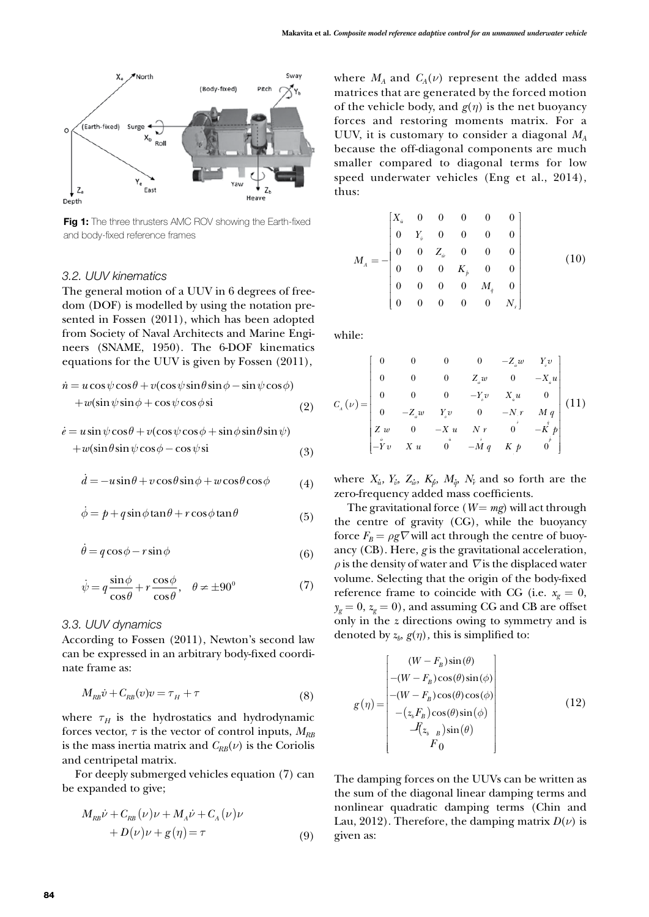Fig 1: The three thrusters AMC ROV showing the Earth-fixed and body-fixed reference frames

### 3.2. UUV kinematics

The general motion of a UUV in 6 degrees of freedom (DOF) is modelled by using the notation presented in Fossen (2011), which has been adopted from Society of Naval Architects and Marine Engineers (SNAME, 1950). The 6-DOF kinematics equations for the UUV is given by Fossen (2011),

$$\dot{n} = u\cos\psi\cos\theta + v(\cos\psi\sin\theta\sin\phi - \sin\psi\cos\phi) + w(\sin\psi\sin\phi + \cos\psi\cos\phi\,\mathrm{si} \tag{2}$$

$$\dot{e} = u\sin\psi\cos\theta + v(\cos\psi\cos\phi + \sin\phi\sin\theta\sin\psi) + w(\sin\theta\sin\psi\cos\phi - \cos\psi\,\mathrm{si} \tag{3}$$

$$\dot{d} = -u\sin\theta + v\cos\theta\sin\phi + w\cos\theta\cos\phi \tag{4}$$

$$\dot{\phi} = p + q\sin\phi\tan\theta + r\cos\phi\tan\theta \tag{5}$$

$$\dot{\theta} = q\cos\phi - r\sin\phi \tag{6}$$

$$\dot{\psi} = q\frac{\sin\phi}{\cos\theta} + r\frac{\cos\phi}{\cos\theta}, \quad \theta \neq \pm 90^{0} \tag{7}$$

### 3.3. UUV dynamics

According to Fossen (2011), Newton's second law can be expressed in an arbitrary body-fixed coordinate frame as:

$$M_{RB}\dot{v} + C_{RB}(v)v = \tau_H + \tau \tag{8}$$

where $\tau_H$ is the hydrostatics and hydrodynamic forces vector, $\tau$ is the vector of control inputs, $M_{RB}$ is the mass inertia matrix and $C_{RB}(\nu)$ is the Coriolis and centripetal matrix.

For deeply submerged vehicles equation (7) can be expanded to give;

$$M_{RB}\dot{\nu} + C_{RB}(\nu)\nu + M_A\dot{\nu} + C_A(\nu)\nu + D(\nu)\nu + g(\eta) = \tau \tag{9}$$

where $M_A$ and $C_A(\nu)$ represent the added mass matrices that are generated by the forced motion of the vehicle body, and $g(\eta)$ is the net buoyancy forces and restoring moments matrix. For a UUV, it is customary to consider a diagonal $M_A$ because the off-diagonal components are much smaller compared to diagonal terms for low speed underwater vehicles (Eng et al., 2014), thus:

$$M_A = -\begin{bmatrix} X_{\dot{u}} & 0 & 0 & 0 & 0 & 0 \\ 0 & Y_{\dot{v}} & 0 & 0 & 0 & 0 \\ 0 & 0 & Z_{\dot{w}} & 0 & 0 & 0 \\ 0 & 0 & 0 & K_{\dot{p}} & 0 & 0 \\ 0 & 0 & 0 & 0 & M_{\dot{q}} & 0 \\ 0 & 0 & 0 & 0 & 0 & N_{\dot{r}} \end{bmatrix} \tag{10}$$

while:

$$C_A(\nu) = \begin{bmatrix} 0 & 0 & 0 & 0 & -Z_{\dot{w}}w & Y_{\dot{v}}v \\ 0 & 0 & 0 & Z_{\dot{w}}w & 0 & -X_{\dot{u}}u \\ 0 & 0 & 0 & -Y_{\dot{v}}v & X_{\dot{u}}u & 0 \\ 0 & -Z_{\dot{w}}w & Y_{\dot{v}}v & 0 & -N_{\dot{r}}r & M_{\dot{q}}q \\ Z_{\dot{w}}w & 0 & -X_{\dot{u}}u & N_{\dot{r}}r & 0 & -K_{\dot{p}}p \\ -Y_{\dot{v}}v & X_{\dot{u}}u & 0 & -M_{\dot{q}}q & K_{\dot{p}}p & 0 \end{bmatrix} \tag{11}$$

where $X_{\dot{u}}$, $Y_{\dot{v}}$, $Z_{\dot{w}}$, $K_{\dot{p}}$, $M_{\dot{q}}$, $N_{\dot{r}}$ and so forth are the zero-frequency added mass coefficients.

The gravitational force ($W = mg$) will act through the centre of gravity (CG), while the buoyancy force $F_B = \rho g \nabla$ will act through the centre of buoyancy (CB). Here, $g$ is the gravitational acceleration, $\rho$ is the density of water and $\nabla$ is the displaced water volume. Selecting that the origin of the body-fixed reference frame to coincide with CG (i.e. $x_g = 0$, $y_g = 0$, $z_g = 0$), and assuming CG and CB are offset only in the $z$ directions owing to symmetry and is denoted by $z_b$, $g(\eta)$, this is simplified to:

$$g(\eta) = \begin{bmatrix} (W - F_B)\sin(\theta) \\ -(W - F_B)\cos(\theta)\sin(\phi) \\ -(W - F_B)\cos(\theta)\cos(\phi) \\ -(z_b F_B)\cos(\theta)\sin(\phi) \\ -(z_b F_B)\sin(\theta) \\ 0 \end{bmatrix} \tag{12}$$

The damping forces on the UUVs can be written as the sum of the diagonal linear damping terms and nonlinear quadratic damping terms (Chin and Lau, 2012). Therefore, the damping matrix $D(\nu)$ is given as: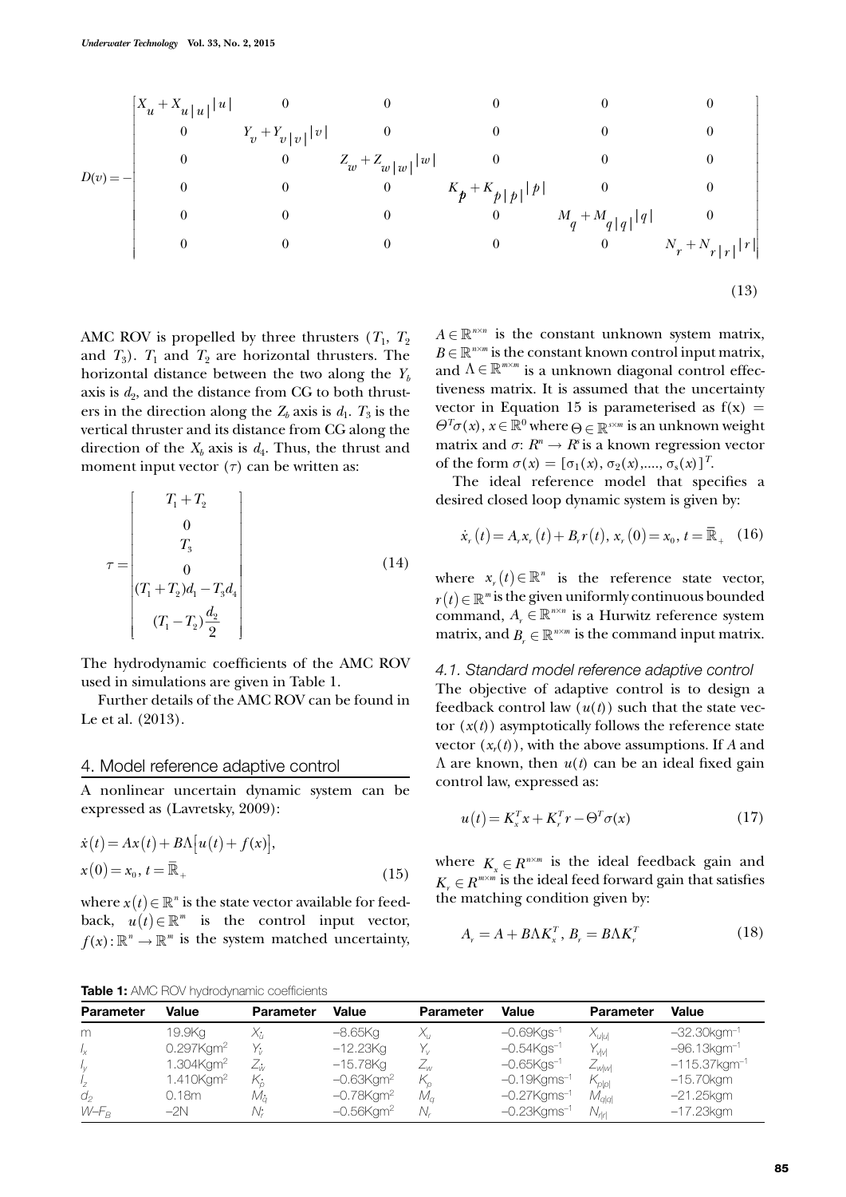$$D(v) = -\begin{bmatrix} X_u + X_{u|u|}|u| & 0 & 0 & 0 & 0 & 0 \\ 0 & Y_v + Y_{v|v|}|v| & 0 & 0 & 0 & 0 \\ 0 & 0 & Z_w + Z_{w|w|}|w| & 0 & 0 & 0 \\ 0 & 0 & 0 & K_p + K_{p|p|}|p| & 0 & 0 \\ 0 & 0 & 0 & 0 & M_q + M_{q|q|}|q| & 0 \\ 0 & 0 & 0 & 0 & 0 & N_r + N_{r|r|}|r| \end{bmatrix} \tag{13}$$

AMC ROV is propelled by three thrusters ($T_1$, $T_2$ and $T_3$). $T_1$ and $T_2$ are horizontal thrusters. The horizontal distance between the two along the $Y_b$ axis is $d_2$, and the distance from CG to both thrusters in the direction along the $Z_b$ axis is $d_1$. $T_3$ is the vertical thruster and its distance from CG along the direction of the $X_b$ axis is $d_4$. Thus, the thrust and moment input vector ($\tau$) can be written as:

$$\tau = \begin{bmatrix} T_1 + T_2 \\ 0 \\ T_3 \\ 0 \\ (T_1 + T_2)d_1 - T_3 d_4 \\ (T_1 - T_2)\dfrac{d_2}{2} \end{bmatrix} \tag{14}$$

The hydrodynamic coefficients of the AMC ROV used in simulations are given in Table 1.

Further details of the AMC ROV can be found in Le et al. (2013).

## 4. Model reference adaptive control

A nonlinear uncertain dynamic system can be expressed as (Lavretsky, 2009):

$$\dot{x}(t) = Ax(t) + B\Lambda\left[u(t) + f(x)\right],$$
$$x(0) = x_0,\ t = \bar{\mathbb{R}}_+ \tag{15}$$

where $x(t) \in \mathbb{R}^n$ is the state vector available for feedback, $u(t) \in \mathbb{R}^m$ is the control input vector, $f(x): \mathbb{R}^n \to \mathbb{R}^m$ is the system matched uncertainty, $A \in \mathbb{R}^{n\times n}$ is the constant unknown system matrix, $B \in \mathbb{R}^{n\times m}$ is the constant known control input matrix, and $\Lambda \in \mathbb{R}^{m\times m}$ is a unknown diagonal control effectiveness matrix. It is assumed that the uncertainty vector in Equation 15 is parameterised as $f(x) = \Theta^T\sigma(x)$, $x \in \mathbb{R}^0$ where $\Theta \in \mathbb{R}^{s\times m}$ is an unknown weight matrix and $\sigma$: $R^n \to R^s$ is a known regression vector of the form $\sigma(x) = [\sigma_1(x), \sigma_2(x), ...., \sigma_s(x)]^T$.

The ideal reference model that specifies a desired closed loop dynamic system is given by:

$$\dot{x}_r(t) = A_r x_r(t) + B_r r(t),\ x_r(0) = x_0,\ t = \bar{\mathbb{R}}_+ \tag{16}$$

where $x_r(t) \in \mathbb{R}^n$ is the reference state vector, $r(t) \in \mathbb{R}^m$ is the given uniformly continuous bounded command, $A_r \in \mathbb{R}^{n\times n}$ is a Hurwitz reference system matrix, and $B_r \in \mathbb{R}^{n\times m}$ is the command input matrix.

### 4.1. Standard model reference adaptive control

The objective of adaptive control is to design a feedback control law ($u(t)$) such that the state vector ($x(t)$) asymptotically follows the reference state vector ($x_r(t)$), with the above assumptions. If $A$ and $\Lambda$ are known, then $u(t)$ can be an ideal fixed gain control law, expressed as:

$$u(t) = K_x^T x + K_r^T r - \Theta^T\sigma(x) \tag{17}$$

where $K_x \in R^{n\times m}$ is the ideal feedback gain and $K_r \in R^{m\times m}$ is the ideal feed forward gain that satisfies the matching condition given by:

$$A_r = A + B\Lambda K_x^T,\ B_r = B\Lambda K_r^T \tag{18}$$

**Table 1:** AMC ROV hydrodynamic coefficients

| Parameter | Value | Parameter | Value | Parameter | Value | Parameter | Value |
|---|---|---|---|---|---|---|---|
| m | 19.9Kg | $X_{\dot{u}}$ | –8.65Kg | $X_u$ | –0.69Kgs$^{-1}$ | $X_{u\|u\|}$ | –32.30kgm$^{-1}$ |
| $I_x$ | 0.297Kgm$^2$ | $Y_{\dot{v}}$ | –12.23Kg | $Y_v$ | –0.54Kgs$^{-1}$ | $Y_{v\|v\|}$ | –96.13kgm$^{-1}$ |
| $I_y$ | 1.304Kgm$^2$ | $Z_{\dot{w}}$ | –15.78Kg | $Z_w$ | –0.65Kgs$^{-1}$ | $Z_{w\|w\|}$ | –115.37kgm$^{-1}$ |
| $I_z$ | 1.410Kgm$^2$ | $K_{\dot{p}}$ | –0.63Kgm$^2$ | $K_p$ | –0.19Kgms$^{-1}$ | $K_{p\|p\|}$ | –15.70kgm |
| $d_2$ | 0.18m | $M_{\dot{q}}$ | –0.78Kgm$^2$ | $M_q$ | –0.27Kgms$^{-1}$ | $M_{q\|q\|}$ | –21.25kgm |
| $W$–$F_B$ | –2N | $N_{\dot{r}}$ | –0.56Kgm$^2$ | $N_r$ | –0.23Kgms$^{-1}$ | $N_{r\|r\|}$ | –17.23kgm |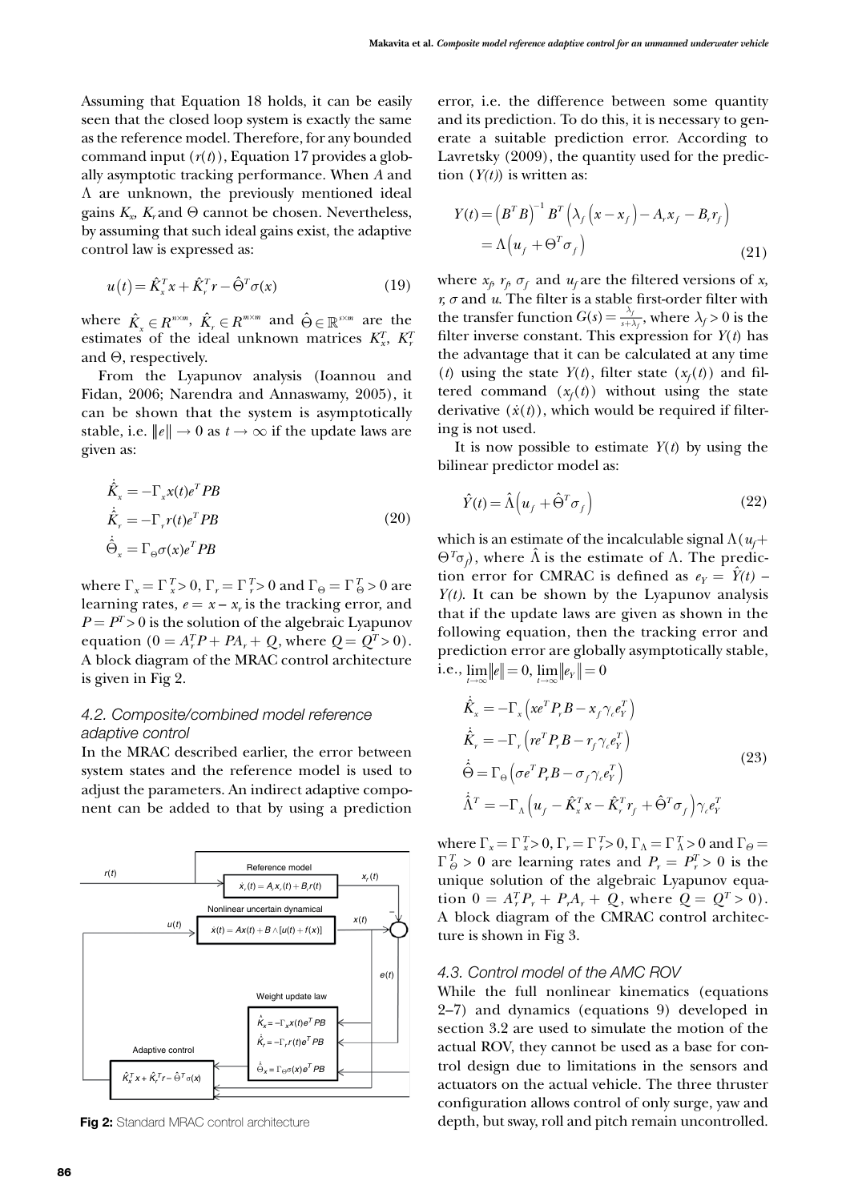Assuming that Equation 18 holds, it can be easily seen that the closed loop system is exactly the same as the reference model. Therefore, for any bounded command input $(r(t))$, Equation 17 provides a globally asymptotic tracking performance. When $A$ and $\Lambda$ are unknown, the previously mentioned ideal gains $K_x$, $K_r$ and $\Theta$ cannot be chosen. Nevertheless, by assuming that such ideal gains exist, the adaptive control law is expressed as:

$$u(t) = \hat{K}_x^T x + \hat{K}_r^T r - \hat{\Theta}^T \sigma(x) \tag{19}$$

where $\hat{K}_x \in R^{n \times m}$, $\hat{K}_r \in R^{m \times m}$ and $\hat{\Theta} \in \mathbb{R}^{s \times m}$ are the estimates of the ideal unknown matrices $K_x^T$, $K_r^T$ and $\Theta$, respectively.

From the Lyapunov analysis (Ioannou and Fidan, 2006; Narendra and Annaswamy, 2005), it can be shown that the system is asymptotically stable, i.e. $\|e\| \to 0$ as $t \to \infty$ if the update laws are given as:

$$\begin{aligned}
\dot{\hat{K}}_x &= -\Gamma_x x(t) e^T P B \\
\dot{\hat{K}}_r &= -\Gamma_r r(t) e^T P B \\
\dot{\hat{\Theta}}_x &= \Gamma_\Theta \sigma(x) e^T P B
\end{aligned} \tag{20}$$

where $\Gamma_x = \Gamma_x^T > 0$, $\Gamma_r = \Gamma_r^T > 0$ and $\Gamma_\Theta = \Gamma_\Theta^T > 0$ are learning rates, $e = x - x_r$ is the tracking error, and $P = P^T > 0$ is the solution of the algebraic Lyapunov equation $(0 = A_r^T P + P A_r + Q$, where $Q = Q^T > 0)$. A block diagram of the MRAC control architecture is given in Fig 2.

### 4.2. Composite/combined model reference adaptive control

In the MRAC described earlier, the error between system states and the reference model is used to adjust the parameters. An indirect adaptive component can be added to that by using a prediction error, i.e. the difference between some quantity and its prediction. To do this, it is necessary to generate a suitable prediction error. According to Lavretsky (2009), the quantity used for the prediction $(Y(t))$ is written as:

$$\begin{aligned}
Y(t) &= \left(B^T B\right)^{-1} B^T \left(\lambda_f \left(x - x_f\right) - A_r x_f - B_r r_f\right) \\
&= \Lambda\left(u_f + \Theta^T \sigma_f\right)
\end{aligned} \tag{21}$$

where $x_f$, $r_f$, $\sigma_f$ and $u_f$ are the filtered versions of $x$, $r$, $\sigma$ and $u$. The filter is a stable first-order filter with the transfer function $G(s) = \frac{\lambda_f}{s + \lambda_f}$, where $\lambda_f > 0$ is the filter inverse constant. This expression for $Y(t)$ has the advantage that it can be calculated at any time $(t)$ using the state $Y(t)$, filter state $(x_f(t))$ and filtered command $(x_f(t))$ without using the state derivative $(\dot{x}(t))$, which would be required if filtering is not used.

It is now possible to estimate $Y(t)$ by using the bilinear predictor model as:

$$\hat{Y}(t) = \hat{\Lambda}\left(u_f + \hat{\Theta}^T \sigma_f\right) \tag{22}$$

which is an estimate of the incalculable signal $\Lambda(u_f + \Theta^T \sigma_f)$, where $\hat{\Lambda}$ is the estimate of $\Lambda$. The prediction error for CMRAC is defined as $e_Y = \hat{Y}(t) - Y(t)$. It can be shown by the Lyapunov analysis that if the update laws are given as shown in the following equation, then the tracking error and prediction error are globally asymptotically stable, i.e., $\lim_{t \to \infty} \|e\| = 0$, $\lim_{t \to \infty} \|e_Y\| = 0$

$$\begin{aligned}
\dot{\hat{K}}_x &= -\Gamma_x \left(x e^T P_r B - x_f \gamma_c e_Y^T\right) \\
\dot{\hat{K}}_r &= -\Gamma_r \left(r e^T P_r B - r_f \gamma_c e_Y^T\right) \\
\dot{\hat{\Theta}} &= \Gamma_\Theta \left(\sigma e^T P_r B - \sigma_f \gamma_c e_Y^T\right) \\
\dot{\hat{\Lambda}}^T &= -\Gamma_\Lambda \left(u_f - \hat{K}_x^T x - \hat{K}_r^T r_f + \hat{\Theta}^T \sigma_f\right) \gamma_c e_Y^T
\end{aligned} \tag{23}$$

where $\Gamma_x = \Gamma_x^T > 0$, $\Gamma_r = \Gamma_r^T > 0$, $\Gamma_\Lambda = \Gamma_\Lambda^T > 0$ and $\Gamma_\Theta = \Gamma_\Theta^T > 0$ are learning rates and $P_r = P_r^T > 0$ is the unique solution of the algebraic Lyapunov equation $0 = A_r^T P_r + P_r A_r + Q$, where $Q = Q^T > 0$). A block diagram of the CMRAC control architecture is shown in Fig 3.

### 4.3. Control model of the AMC ROV

While the full nonlinear kinematics (equations 2–7) and dynamics (equations 9) developed in section 3.2 are used to simulate the motion of the actual ROV, they cannot be used as a base for control design due to limitations in the sensors and actuators on the actual vehicle. The three thruster configuration allows control of only surge, yaw and depth, but sway, roll and pitch remain uncontrolled.

**Fig 2:** Standard MRAC control architecture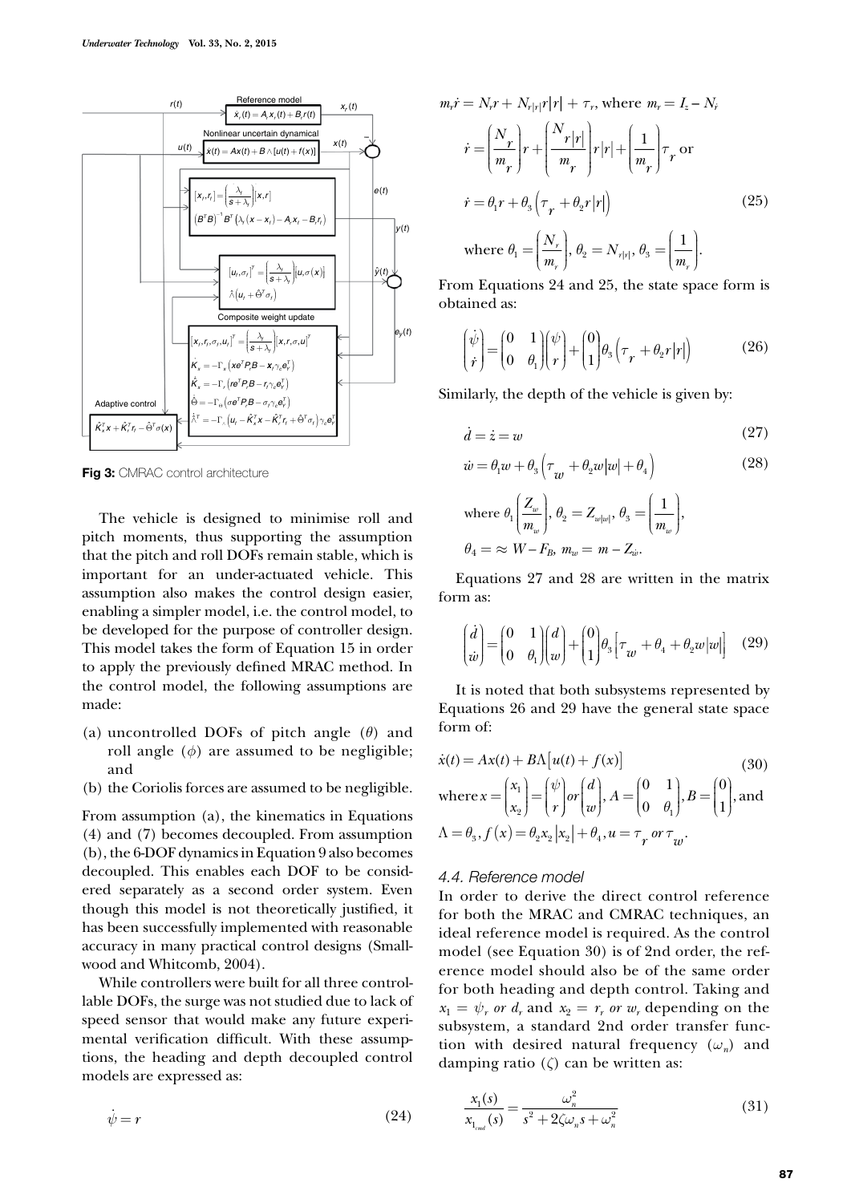Fig 3: CMRAC control architecture

The vehicle is designed to minimise roll and pitch moments, thus supporting the assumption that the pitch and roll DOFs remain stable, which is important for an under-actuated vehicle. This assumption also makes the control design easier, enabling a simpler model, i.e. the control model, to be developed for the purpose of controller design. This model takes the form of Equation 15 in order to apply the previously defined MRAC method. In the control model, the following assumptions are made:

(a) uncontrolled DOFs of pitch angle ($\theta$) and roll angle ($\phi$) are assumed to be negligible; and
(b) the Coriolis forces are assumed to be negligible.

From assumption (a), the kinematics in Equations (4) and (7) becomes decoupled. From assumption (b), the 6-DOF dynamics in Equation 9 also becomes decoupled. This enables each DOF to be considered separately as a second order system. Even though this model is not theoretically justified, it has been successfully implemented with reasonable accuracy in many practical control designs (Smallwood and Whitcomb, 2004).

While controllers were built for all three controllable DOFs, the surge was not studied due to lack of speed sensor that would make any future experimental verification difficult. With these assumptions, the heading and depth decoupled control models are expressed as:

$$\dot{\psi} = r \tag{24}$$

$m_r\dot{r} = N_r r + N_{r|r|}r|r| + \tau_r$, where $m_r = I_z - N_{\dot{r}}$

$$\dot{r} = \left(\frac{N_r}{m_r}\right)r + \left(\frac{N_{r|r|}}{m_r}\right)r|r| + \left(\frac{1}{m_r}\right)\tau_r \text{ or}$$

$$\dot{r} = \theta_1 r + \theta_3\left(\tau_r + \theta_2 r|r|\right) \tag{25}$$

where $\theta_1 = \left(\frac{N_r}{m_r}\right)$, $\theta_2 = N_{r|r|}$, $\theta_3 = \left(\frac{1}{m_r}\right)$.

From Equations 24 and 25, the state space form is obtained as:

$$\begin{pmatrix}\dot{\psi}\\ \dot{r}\end{pmatrix} = \begin{pmatrix}0 & 1\\ 0 & \theta_1\end{pmatrix}\begin{pmatrix}\psi\\ r\end{pmatrix} + \begin{pmatrix}0\\ 1\end{pmatrix}\theta_3\left(\tau_r + \theta_2 r|r|\right) \tag{26}$$

Similarly, the depth of the vehicle is given by:

$$\dot{d} = \dot{z} = w \tag{27}$$

$$\dot{w} = \theta_1 w + \theta_3\left(\tau_w + \theta_2 w|w| + \theta_4\right) \tag{28}$$

where $\theta_1\left(\frac{Z_w}{m_w}\right)$, $\theta_2 = Z_{w|w|}$, $\theta_3 = \left(\frac{1}{m_w}\right)$,

$\theta_4 = \approx W - F_B$, $m_w = m - Z_{\dot{w}}$.

Equations 27 and 28 are written in the matrix form as:

$$\begin{pmatrix}\dot{d}\\ \dot{w}\end{pmatrix} = \begin{pmatrix}0 & 1\\ 0 & \theta_1\end{pmatrix}\begin{pmatrix}d\\ w\end{pmatrix} + \begin{pmatrix}0\\ 1\end{pmatrix}\theta_3\left[\tau_w + \theta_4 + \theta_2 w|w|\right] \tag{29}$$

It is noted that both subsystems represented by Equations 26 and 29 have the general state space form of:

$$\dot{x}(t) = Ax(t) + B\Lambda\left[u(t) + f(x)\right] \tag{30}$$

where $x = \begin{pmatrix}x_1\\ x_2\end{pmatrix} = \begin{pmatrix}\psi\\ r\end{pmatrix} or \begin{pmatrix}d\\ w\end{pmatrix}$, $A = \begin{pmatrix}0 & 1\\ 0 & \theta_1\end{pmatrix}$, $B = \begin{pmatrix}0\\ 1\end{pmatrix}$, and

$\Lambda = \theta_3$, $f(x) = \theta_2 x_2|x_2| + \theta_4$, $u = \tau_r$ or $\tau_w$.

### 4.4. Reference model

In order to derive the direct control reference for both the MRAC and CMRAC techniques, an ideal reference model is required. As the control model (see Equation 30) is of 2nd order, the reference model should also be of the same order for both heading and depth control. Taking and $x_1 = \psi_r$ or $d_r$ and $x_2 = r_r$ or $w_r$ depending on the subsystem, a standard 2nd order transfer function with desired natural frequency ($\omega_n$) and damping ratio ($\zeta$) can be written as:

$$\frac{x_1(s)}{x_{1_{cmd}}(s)} = \frac{\omega_n^2}{s^2 + 2\zeta\omega_n s + \omega_n^2} \tag{31}$$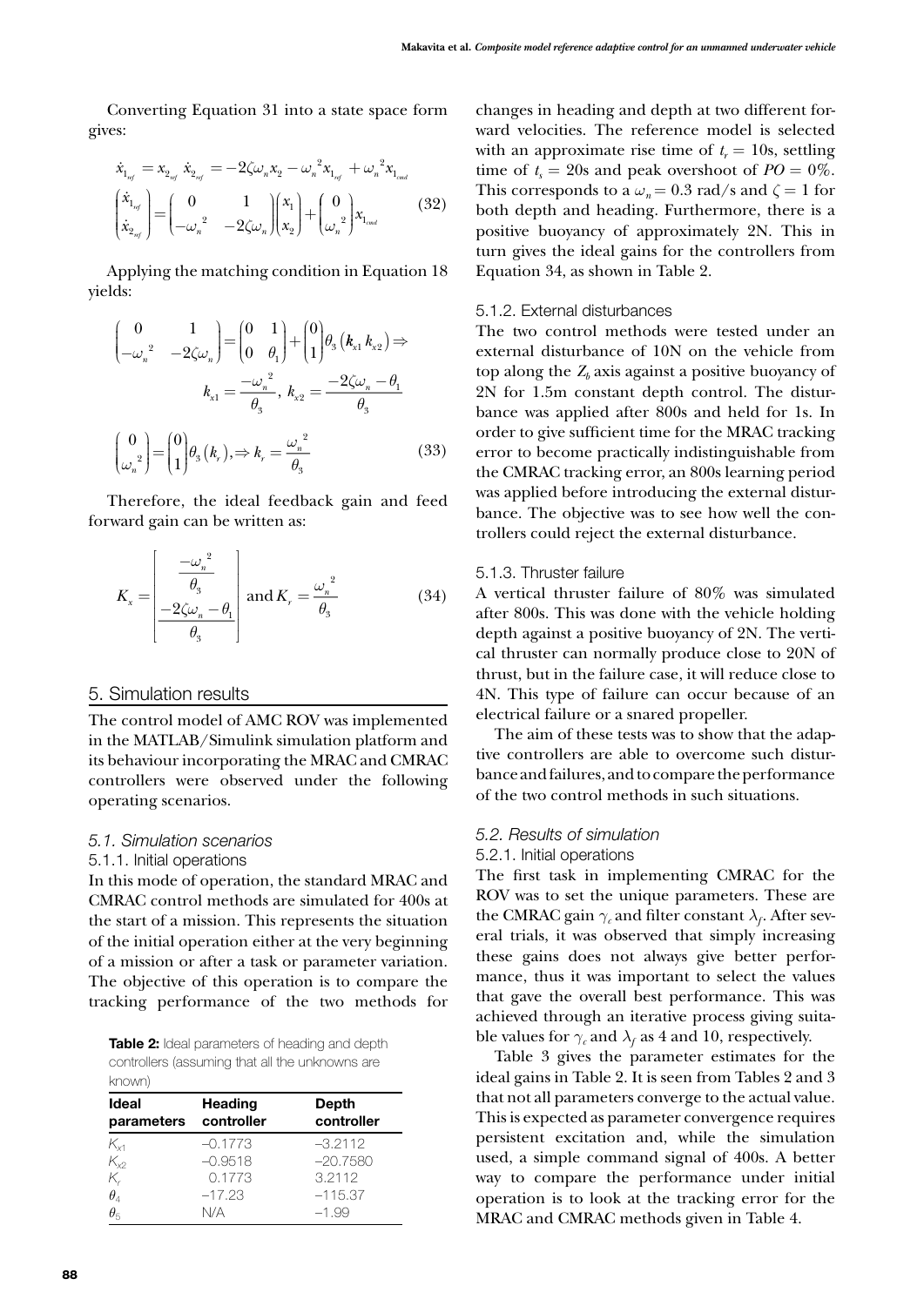Converting Equation 31 into a state space form gives:

$$\dot{x}_{1_{ref}} = x_{2_{ref}}\ \dot{x}_{2_{ref}} = -2\zeta\omega_n x_2 - \omega_n{}^2 x_{1_{ref}} + \omega_n{}^2 x_{1_{cmd}}$$

$$\begin{pmatrix} \dot{x}_{1_{ref}} \\ \dot{x}_{2_{ref}} \end{pmatrix} = \begin{pmatrix} 0 & 1 \\ -\omega_n{}^2 & -2\zeta\omega_n \end{pmatrix} \begin{pmatrix} x_1 \\ x_2 \end{pmatrix} + \begin{pmatrix} 0 \\ \omega_n{}^2 \end{pmatrix} x_{1_{cmd}} \tag{32}$$

Applying the matching condition in Equation 18 yields:

$$\begin{pmatrix} 0 & 1 \\ -\omega_n{}^2 & -2\zeta\omega_n \end{pmatrix} = \begin{pmatrix} 0 & 1 \\ 0 & \theta_1 \end{pmatrix} + \begin{pmatrix} 0 \\ 1 \end{pmatrix} \theta_3 \left( k_{x1}\ k_{x2} \right) \Rightarrow$$

$$k_{x1} = \frac{-\omega_n{}^2}{\theta_3},\ k_{x2} = \frac{-2\zeta\omega_n - \theta_1}{\theta_3}$$

$$\begin{pmatrix} 0 \\ \omega_n{}^2 \end{pmatrix} = \begin{pmatrix} 0 \\ 1 \end{pmatrix} \theta_3 \left( k_r \right), \Rightarrow k_r = \frac{\omega_n{}^2}{\theta_3} \tag{33}$$

Therefore, the ideal feedback gain and feed forward gain can be written as:

$$K_x = \begin{bmatrix} \dfrac{-\omega_n{}^2}{\theta_3} \\ \dfrac{-2\zeta\omega_n - \theta_1}{\theta_3} \end{bmatrix} \text{ and } K_r = \frac{\omega_n{}^2}{\theta_3} \tag{34}$$

## 5. Simulation results

The control model of AMC ROV was implemented in the MATLAB/Simulink simulation platform and its behaviour incorporating the MRAC and CMRAC controllers were observed under the following operating scenarios.

### *5.1. Simulation scenarios*

#### 5.1.1. Initial operations

In this mode of operation, the standard MRAC and CMRAC control methods are simulated for 400s at the start of a mission. This represents the situation of the initial operation either at the very beginning of a mission or after a task or parameter variation. The objective of this operation is to compare the tracking performance of the two methods for changes in heading and depth at two different forward velocities. The reference model is selected with an approximate rise time of $t_r = 10$s, settling time of $t_s = 20$s and peak overshoot of $PO = 0\%$. This corresponds to a $\omega_n = 0.3$ rad/s and $\zeta = 1$ for both depth and heading. Furthermore, there is a positive buoyancy of approximately 2N. This in turn gives the ideal gains for the controllers from Equation 34, as shown in Table 2.

**Table 2:** Ideal parameters of heading and depth controllers (assuming that all the unknowns are known)

| Ideal parameters | Heading controller | Depth controller |
|---|---|---|
| $K_{x1}$ | –0.1773 | –3.2112 |
| $K_{x2}$ | –0.9518 | –20.7580 |
| $K_r$ | 0.1773 | 3.2112 |
| $\theta_4$ | –17.23 | –115.37 |
| $\theta_5$ | N/A | –1.99 |

#### 5.1.2. External disturbances

The two control methods were tested under an external disturbance of 10N on the vehicle from top along the $Z_b$ axis against a positive buoyancy of 2N for 1.5m constant depth control. The disturbance was applied after 800s and held for 1s. In order to give sufficient time for the MRAC tracking error to become practically indistinguishable from the CMRAC tracking error, an 800s learning period was applied before introducing the external disturbance. The objective was to see how well the controllers could reject the external disturbance.

#### 5.1.3. Thruster failure

A vertical thruster failure of 80% was simulated after 800s. This was done with the vehicle holding depth against a positive buoyancy of 2N. The vertical thruster can normally produce close to 20N of thrust, but in the failure case, it will reduce close to 4N. This type of failure can occur because of an electrical failure or a snared propeller.

The aim of these tests was to show that the adaptive controllers are able to overcome such disturbance and failures, and to compare the performance of the two control methods in such situations.

### *5.2. Results of simulation*

#### 5.2.1. Initial operations

The first task in implementing CMRAC for the ROV was to set the unique parameters. These are the CMRAC gain $\gamma_c$ and filter constant $\lambda_f$. After several trials, it was observed that simply increasing these gains does not always give better performance, thus it was important to select the values that gave the overall best performance. This was achieved through an iterative process giving suitable values for $\gamma_c$ and $\lambda_f$ as 4 and 10, respectively.

Table 3 gives the parameter estimates for the ideal gains in Table 2. It is seen from Tables 2 and 3 that not all parameters converge to the actual value. This is expected as parameter convergence requires persistent excitation and, while the simulation used, a simple command signal of 400s. A better way to compare the performance under initial operation is to look at the tracking error for the MRAC and CMRAC methods given in Table 4.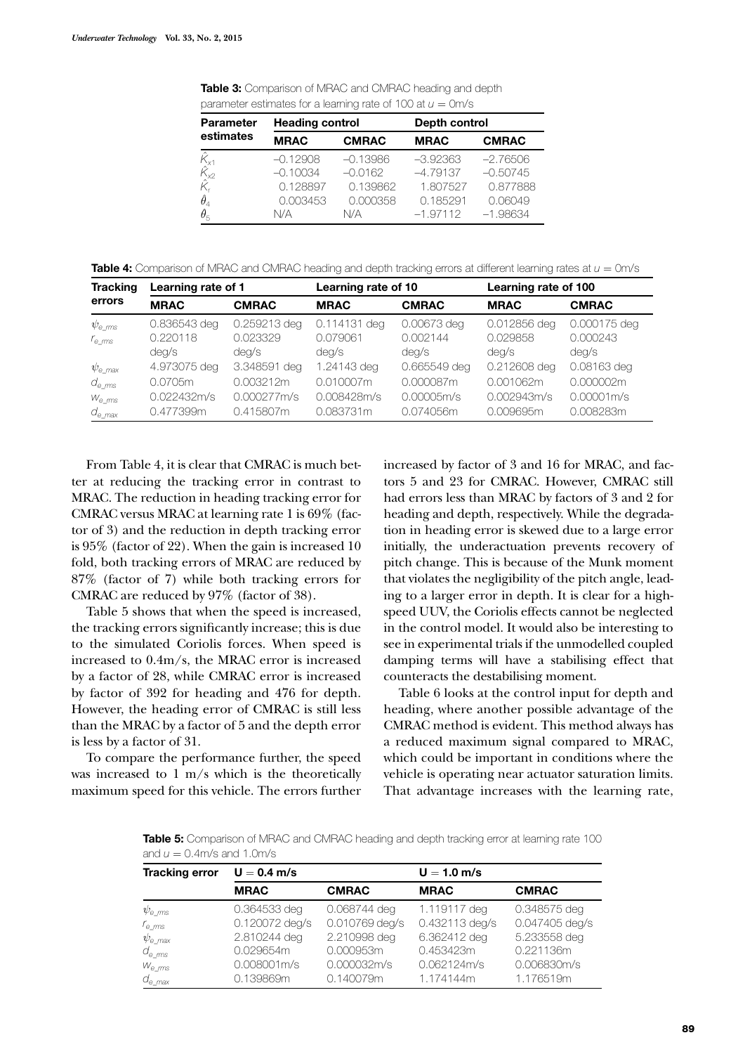**Table 3:** Comparison of MRAC and CMRAC heading and depth parameter estimates for a learning rate of 100 at $u = 0$m/s

| Parameter estimates | Heading control | | Depth control | |
|---|---|---|---|---|
| | **MRAC** | **CMRAC** | **MRAC** | **CMRAC** |
| $\hat{K}_{x1}$ | −0.12908 | −0.13986 | −3.92363 | −2.76506 |
| $\hat{K}_{x2}$ | −0.10034 | −0.0162 | −4.79137 | −0.50745 |
| $\hat{K}_r$ | 0.128897 | 0.139862 | 1.807527 | 0.877888 |
| $\theta_4$ | 0.003453 | 0.000358 | 0.185291 | 0.06049 |
| $\theta_5$ | N/A | N/A | −1.97112 | −1.98634 |

**Table 4:** Comparison of MRAC and CMRAC heading and depth tracking errors at different learning rates at $u = 0$m/s

| Tracking errors | Learning rate of 1 | | Learning rate of 10 | | Learning rate of 100 | |
|---|---|---|---|---|---|---|
| | **MRAC** | **CMRAC** | **MRAC** | **CMRAC** | **MRAC** | **CMRAC** |
| $\psi_{e\_rms}$ | 0.836543 deg | 0.259213 deg | 0.114131 deg | 0.00673 deg | 0.012856 deg | 0.000175 deg |
| $r_{e\_rms}$ | 0.220118 deg/s | 0.023329 deg/s | 0.079061 deg/s | 0.002144 deg/s | 0.029858 deg/s | 0.000243 deg/s |
| $\psi_{e\_max}$ | 4.973075 deg | 3.348591 deg | 1.24143 deg | 0.665549 deg | 0.212608 deg | 0.08163 deg |
| $d_{e\_rms}$ | 0.0705m | 0.003212m | 0.010007m | 0.000087m | 0.001062m | 0.000002m |
| $w_{e\_rms}$ | 0.022432m/s | 0.000277m/s | 0.008428m/s | 0.00005m/s | 0.002943m/s | 0.00001m/s |
| $d_{e\_max}$ | 0.477399m | 0.415807m | 0.083731m | 0.074056m | 0.009695m | 0.008283m |

From Table 4, it is clear that CMRAC is much better at reducing the tracking error in contrast to MRAC. The reduction in heading tracking error for CMRAC versus MRAC at learning rate 1 is 69% (factor of 3) and the reduction in depth tracking error is 95% (factor of 22). When the gain is increased 10 fold, both tracking errors of MRAC are reduced by 87% (factor of 7) while both tracking errors for CMRAC are reduced by 97% (factor of 38).

Table 5 shows that when the speed is increased, the tracking errors significantly increase; this is due to the simulated Coriolis forces. When speed is increased to 0.4m/s, the MRAC error is increased by a factor of 28, while CMRAC error is increased by factor of 392 for heading and 476 for depth. However, the heading error of CMRAC is still less than the MRAC by a factor of 5 and the depth error is less by a factor of 31.

To compare the performance further, the speed was increased to 1 m/s which is the theoretically maximum speed for this vehicle. The errors further increased by factor of 3 and 16 for MRAC, and factors 5 and 23 for CMRAC. However, CMRAC still had errors less than MRAC by factors of 3 and 2 for heading and depth, respectively. While the degradation in heading error is skewed due to a large error initially, the underactuation prevents recovery of pitch change. This is because of the Munk moment that violates the negligibility of the pitch angle, leading to a larger error in depth. It is clear for a high-speed UUV, the Coriolis effects cannot be neglected in the control model. It would also be interesting to see in experimental trials if the unmodelled coupled damping terms will have a stabilising effect that counteracts the destabilising moment.

Table 6 looks at the control input for depth and heading, where another possible advantage of the CMRAC method is evident. This method always has a reduced maximum signal compared to MRAC, which could be important in conditions where the vehicle is operating near actuator saturation limits. That advantage increases with the learning rate,

**Table 5:** Comparison of MRAC and CMRAC heading and depth tracking error at learning rate 100 and $u = 0.4$m/s and 1.0m/s

| Tracking error | U = 0.4 m/s | | U = 1.0 m/s | |
|---|---|---|---|---|
| | **MRAC** | **CMRAC** | **MRAC** | **CMRAC** |
| $\psi_{e\_rms}$ | 0.364533 deg | 0.068744 deg | 1.119117 deg | 0.348575 deg |
| $r_{e\_rms}$ | 0.120072 deg/s | 0.010769 deg/s | 0.432113 deg/s | 0.047405 deg/s |
| $\psi_{e\_max}$ | 2.810244 deg | 2.210998 deg | 6.362412 deg | 5.233558 deg |
| $d_{e\_rms}$ | 0.029654m | 0.000953m | 0.453423m | 0.221136m |
| $w_{e\_rms}$ | 0.008001m/s | 0.000032m/s | 0.062124m/s | 0.006830m/s |
| $d_{e\_max}$ | 0.139869m | 0.140079m | 1.174144m | 1.176519m |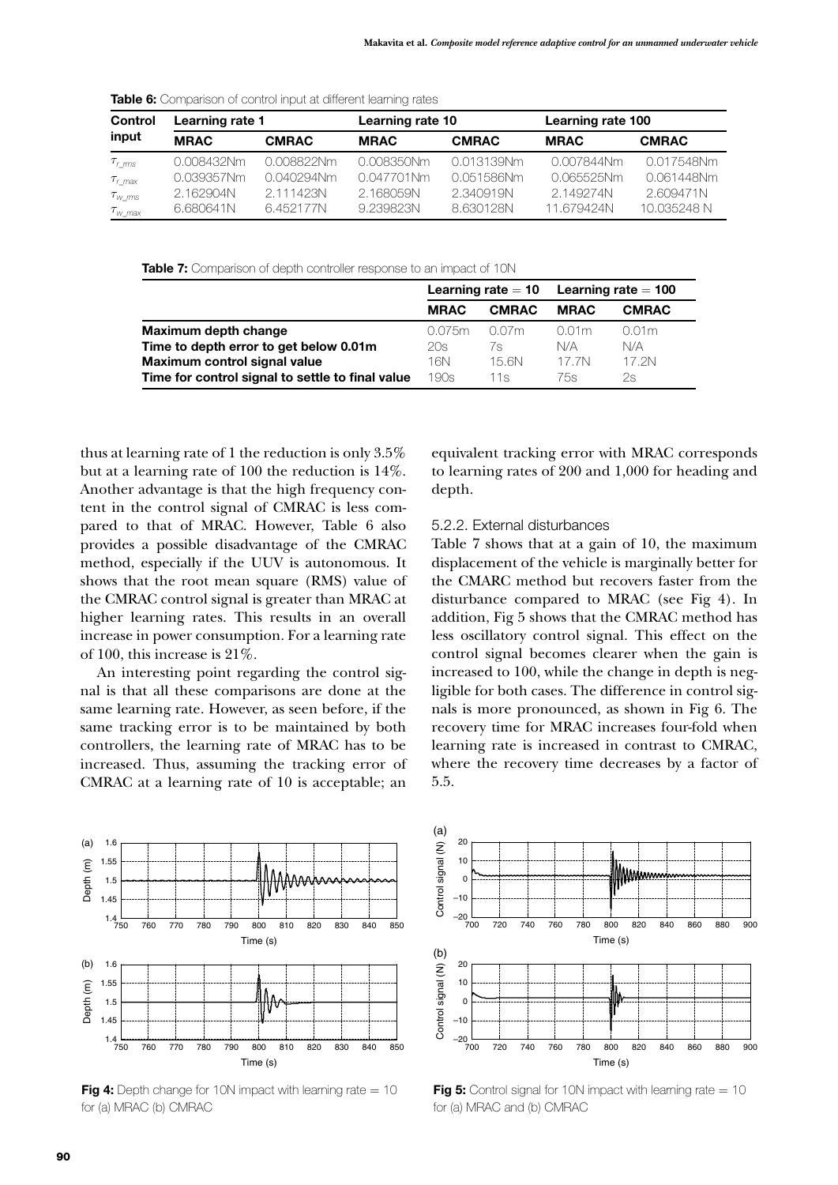**Table 6:** Comparison of control input at different learning rates

| Control input | Learning rate 1 | | Learning rate 10 | | Learning rate 100 | |
|---|---|---|---|---|---|---|
| | **MRAC** | **CMRAC** | **MRAC** | **CMRAC** | **MRAC** | **CMRAC** |
| $\tau_{r\_rms}$ | 0.008432Nm | 0.008822Nm | 0.008350Nm | 0.013139Nm | 0.007844Nm | 0.017548Nm |
| $\tau_{r\_max}$ | 0.039357Nm | 0.040294Nm | 0.047701Nm | 0.051586Nm | 0.065525Nm | 0.061448Nm |
| $\tau_{w\_rms}$ | 2.162904N | 2.111423N | 2.168059N | 2.340919N | 2.149274N | 2.609471N |
| $\tau_{w\_max}$ | 6.680641N | 6.452177N | 9.239823N | 8.630128N | 11.679424N | 10.035248 N |

**Table 7:** Comparison of depth controller response to an impact of 10N

| | Learning rate = 10 | | Learning rate = 100 | |
|---|---|---|---|---|
| | **MRAC** | **CMRAC** | **MRAC** | **CMRAC** |
| **Maximum depth change** | 0.075m | 0.07m | 0.01m | 0.01m |
| **Time to depth error to get below 0.01m** | 20s | 7s | N/A | N/A |
| **Maximum control signal value** | 16N | 15.6N | 17.7N | 17.2N |
| **Time for control signal to settle to final value** | 190s | 11s | 75s | 2s |

thus at learning rate of 1 the reduction is only 3.5% but at a learning rate of 100 the reduction is 14%. Another advantage is that the high frequency content in the control signal of CMRAC is less compared to that of MRAC. However, Table 6 also provides a possible disadvantage of the CMRAC method, especially if the UUV is autonomous. It shows that the root mean square (RMS) value of the CMRAC control signal is greater than MRAC at higher learning rates. This results in an overall increase in power consumption. For a learning rate of 100, this increase is 21%.

An interesting point regarding the control signal is that all these comparisons are done at the same learning rate. However, as seen before, if the same tracking error is to be maintained by both controllers, the learning rate of MRAC has to be increased. Thus, assuming the tracking error of CMRAC at a learning rate of 10 is acceptable; an equivalent tracking error with MRAC corresponds to learning rates of 200 and 1,000 for heading and depth.

### 5.2.2. External disturbances

Table 7 shows that at a gain of 10, the maximum displacement of the vehicle is marginally better for the CMARC method but recovers faster from the disturbance compared to MRAC (see Fig 4). In addition, Fig 5 shows that the CMRAC method has less oscillatory control signal. This effect on the control signal becomes clearer when the gain is increased to 100, while the change in depth is negligible for both cases. The difference in control signals is more pronounced, as shown in Fig 6. The recovery time for MRAC increases four-fold when learning rate is increased in contrast to CMRAC, where the recovery time decreases by a factor of 5.5.

**Fig 4:** Depth change for 10N impact with learning rate = 10 for (a) MRAC (b) CMRAC

**Fig 5:** Control signal for 10N impact with learning rate = 10 for (a) MRAC and (b) CMRAC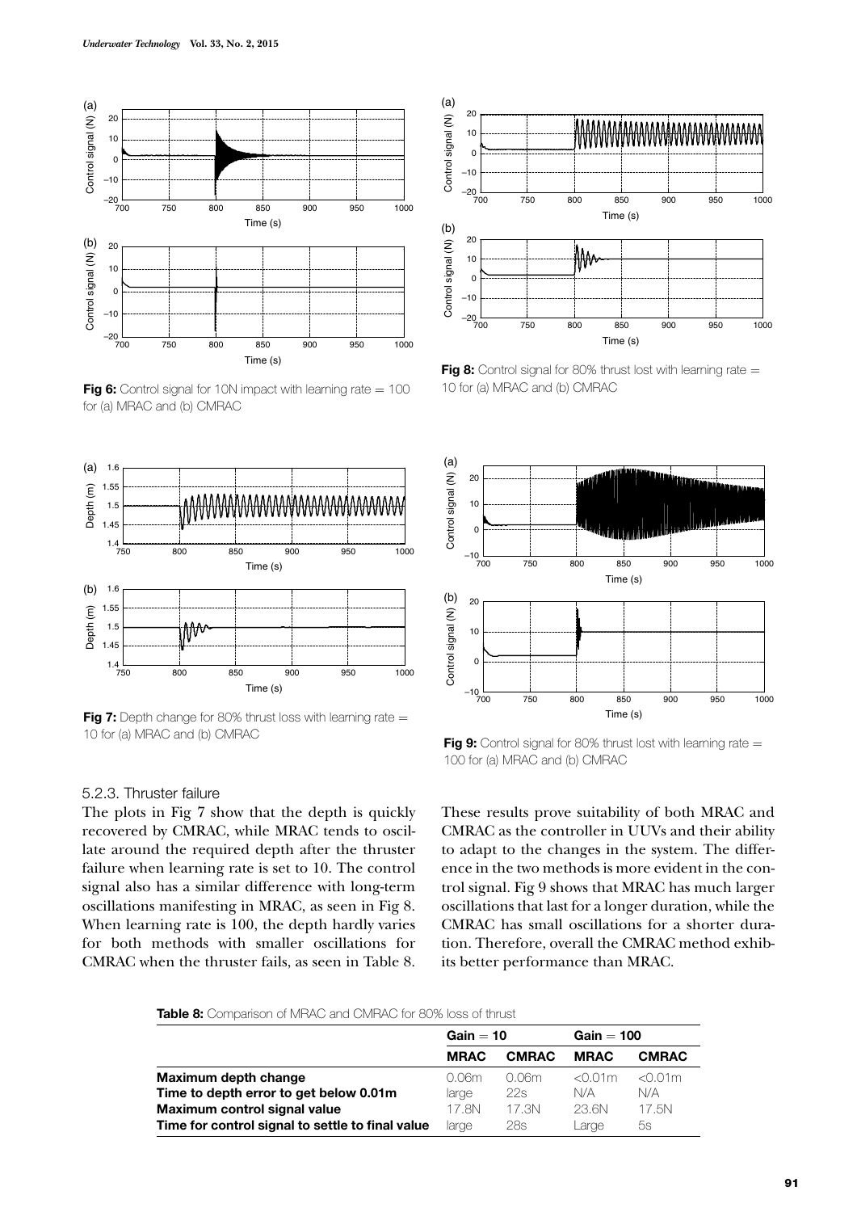Fig 6: Control signal for 10N impact with learning rate = 100 for (a) MRAC and (b) CMRAC

Fig 8: Control signal for 80% thrust lost with learning rate = 10 for (a) MRAC and (b) CMRAC

Fig 7: Depth change for 80% thrust loss with learning rate = 10 for (a) MRAC and (b) CMRAC

Fig 9: Control signal for 80% thrust lost with learning rate = 100 for (a) MRAC and (b) CMRAC

### 5.2.3. Thruster failure

The plots in Fig 7 show that the depth is quickly recovered by CMRAC, while MRAC tends to oscillate around the required depth after the thruster failure when learning rate is set to 10. The control signal also has a similar difference with long-term oscillations manifesting in MRAC, as seen in Fig 8. When learning rate is 100, the depth hardly varies for both methods with smaller oscillations for CMRAC when the thruster fails, as seen in Table 8.

These results prove suitability of both MRAC and CMRAC as the controller in UUVs and their ability to adapt to the changes in the system. The difference in the two methods is more evident in the control signal. Fig 9 shows that MRAC has much larger oscillations that last for a longer duration, while the CMRAC has small oscillations for a shorter duration. Therefore, overall the CMRAC method exhibits better performance than MRAC.

**Table 8:** Comparison of MRAC and CMRAC for 80% loss of thrust

| | Gain = 10 | | Gain = 100 | |
|---|---|---|---|---|
| | **MRAC** | **CMRAC** | **MRAC** | **CMRAC** |
| **Maximum depth change** | 0.06m | 0.06m | <0.01m | <0.01m |
| **Time to depth error to get below 0.01m** | large | 22s | N/A | N/A |
| **Maximum control signal value** | 17.8N | 17.3N | 23.6N | 17.5N |
| **Time for control signal to settle to final value** | large | 28s | Large | 5s |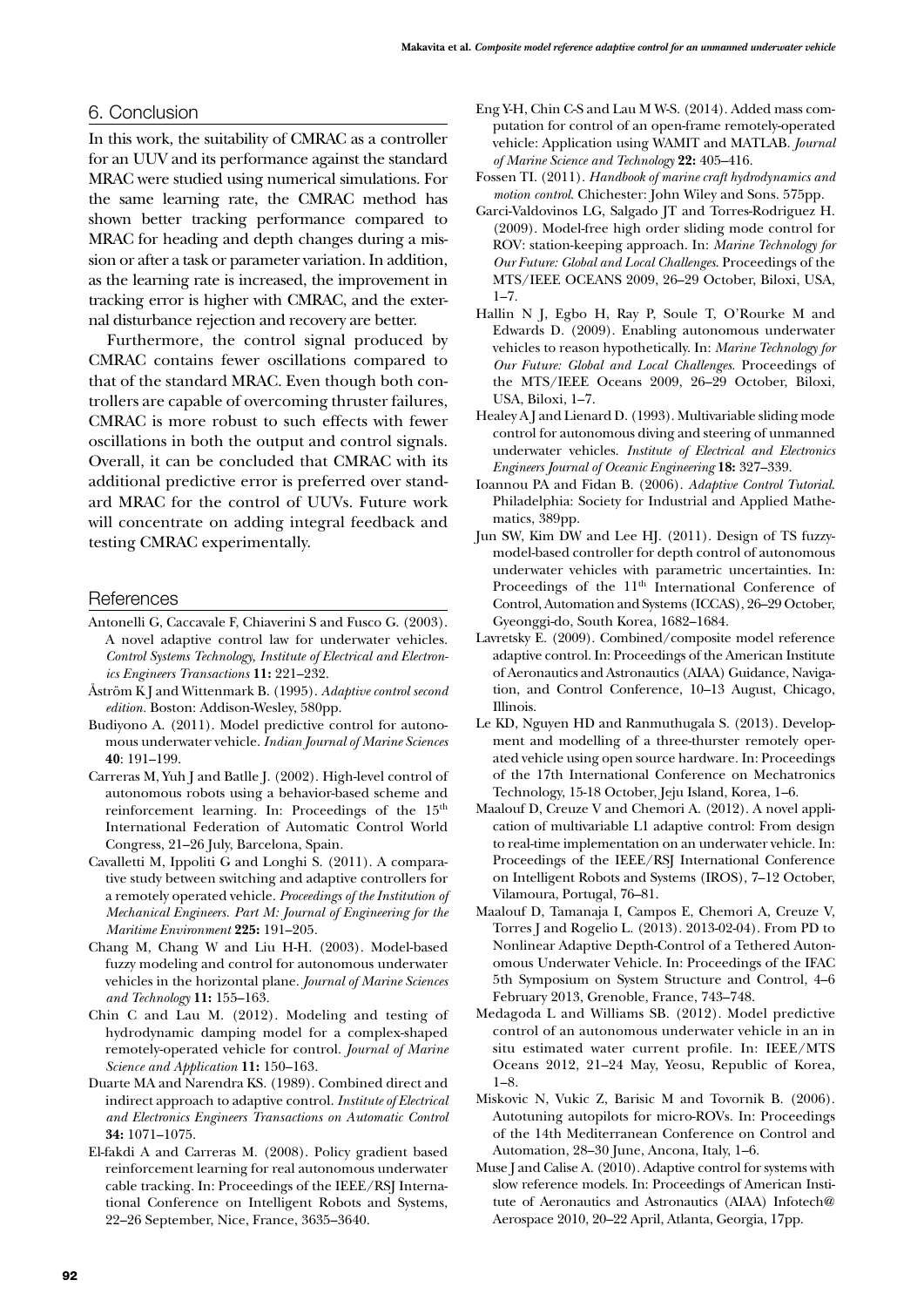## 6. Conclusion

In this work, the suitability of CMRAC as a controller for an UUV and its performance against the standard MRAC were studied using numerical simulations. For the same learning rate, the CMRAC method has shown better tracking performance compared to MRAC for heading and depth changes during a mission or after a task or parameter variation. In addition, as the learning rate is increased, the improvement in tracking error is higher with CMRAC, and the external disturbance rejection and recovery are better.

Furthermore, the control signal produced by CMRAC contains fewer oscillations compared to that of the standard MRAC. Even though both controllers are capable of overcoming thruster failures, CMRAC is more robust to such effects with fewer oscillations in both the output and control signals. Overall, it can be concluded that CMRAC with its additional predictive error is preferred over standard MRAC for the control of UUVs. Future work will concentrate on adding integral feedback and testing CMRAC experimentally.

## References

Antonelli G, Caccavale F, Chiaverini S and Fusco G. (2003). A novel adaptive control law for underwater vehicles. *Control Systems Technology, Institute of Electrical and Electronics Engineers Transactions* **11:** 221–232.

Åström K J and Wittenmark B. (1995). *Adaptive control second edition.* Boston: Addison-Wesley, 580pp.

Budiyono A. (2011). Model predictive control for autonomous underwater vehicle. *Indian Journal of Marine Sciences* **40**: 191–199.

Carreras M, Yuh J and Batlle J. (2002). High-level control of autonomous robots using a behavior-based scheme and reinforcement learning. In: Proceedings of the 15th International Federation of Automatic Control World Congress, 21–26 July, Barcelona, Spain.

Cavalletti M, Ippoliti G and Longhi S. (2011). A comparative study between switching and adaptive controllers for a remotely operated vehicle. *Proceedings of the Institution of Mechanical Engineers. Part M: Journal of Engineering for the Maritime Environment* **225:** 191–205.

Chang M, Chang W and Liu H-H. (2003). Model-based fuzzy modeling and control for autonomous underwater vehicles in the horizontal plane. *Journal of Marine Sciences and Technology* **11:** 155–163.

Chin C and Lau M. (2012). Modeling and testing of hydrodynamic damping model for a complex-shaped remotely-operated vehicle for control. *Journal of Marine Science and Application* **11:** 150–163.

Duarte MA and Narendra KS. (1989). Combined direct and indirect approach to adaptive control. *Institute of Electrical and Electronics Engineers Transactions on Automatic Control* **34:** 1071–1075.

El-fakdi A and Carreras M. (2008). Policy gradient based reinforcement learning for real autonomous underwater cable tracking. In: Proceedings of the IEEE/RSJ International Conference on Intelligent Robots and Systems, 22–26 September, Nice, France, 3635–3640.

Eng Y-H, Chin C-S and Lau M W-S. (2014). Added mass computation for control of an open-frame remotely-operated vehicle: Application using WAMIT and MATLAB. *Journal of Marine Science and Technology* **22:** 405–416.

Fossen TI. (2011). *Handbook of marine craft hydrodynamics and motion control*. Chichester: John Wiley and Sons. 575pp.

Garci-Valdovinos LG, Salgado JT and Torres-Rodriguez H. (2009). Model-free high order sliding mode control for ROV: station-keeping approach. In: *Marine Technology for Our Future: Global and Local Challenges*. Proceedings of the MTS/IEEE OCEANS 2009, 26–29 October, Biloxi, USA, 1–7.

Hallin N J, Egbo H, Ray P, Soule T, O'Rourke M and Edwards D. (2009). Enabling autonomous underwater vehicles to reason hypothetically. In: *Marine Technology for Our Future: Global and Local Challenges*. Proceedings of the MTS/IEEE Oceans 2009, 26–29 October, Biloxi, USA, Biloxi, 1–7.

Healey A J and Lienard D. (1993). Multivariable sliding mode control for autonomous diving and steering of unmanned underwater vehicles. *Institute of Electrical and Electronics Engineers Journal of Oceanic Engineering* **18:** 327–339.

Ioannou PA and Fidan B. (2006). *Adaptive Control Tutorial*. Philadelphia: Society for Industrial and Applied Mathematics, 389pp.

Jun SW, Kim DW and Lee HJ. (2011). Design of TS fuzzy-model-based controller for depth control of autonomous underwater vehicles with parametric uncertainties. In: Proceedings of the 11th International Conference of Control, Automation and Systems (ICCAS), 26–29 October, Gyeonggi-do, South Korea, 1682–1684.

Lavretsky E. (2009). Combined/composite model reference adaptive control. In: Proceedings of the American Institute of Aeronautics and Astronautics (AIAA) Guidance, Navigation, and Control Conference, 10–13 August, Chicago, Illinois.

Le KD, Nguyen HD and Ranmuthugala S. (2013). Development and modelling of a three-thurster remotely operated vehicle using open source hardware. In: Proceedings of the 17th International Conference on Mechatronics Technology, 15-18 October, Jeju Island, Korea, 1–6.

Maalouf D, Creuze V and Chemori A. (2012). A novel application of multivariable L1 adaptive control: From design to real-time implementation on an underwater vehicle. In: Proceedings of the IEEE/RSJ International Conference on Intelligent Robots and Systems (IROS), 7–12 October, Vilamoura, Portugal, 76–81.

Maalouf D, Tamanaja I, Campos E, Chemori A, Creuze V, Torres J and Rogelio L. (2013). 2013-02-04). From PD to Nonlinear Adaptive Depth-Control of a Tethered Autonomous Underwater Vehicle. In: Proceedings of the IFAC 5th Symposium on System Structure and Control, 4–6 February 2013, Grenoble, France, 743–748.

Medagoda L and Williams SB. (2012). Model predictive control of an autonomous underwater vehicle in an in situ estimated water current profile. In: IEEE/MTS Oceans 2012, 21–24 May, Yeosu, Republic of Korea, 1–8.

Miskovic N, Vukic Z, Barisic M and Tovornik B. (2006). Autotuning autopilots for micro-ROVs. In: Proceedings of the 14th Mediterranean Conference on Control and Automation, 28–30 June, Ancona, Italy, 1–6.

Muse J and Calise A. (2010). Adaptive control for systems with slow reference models. In: Proceedings of American Institute of Aeronautics and Astronautics (AIAA) Infotech@ Aerospace 2010, 20–22 April, Atlanta, Georgia, 17pp.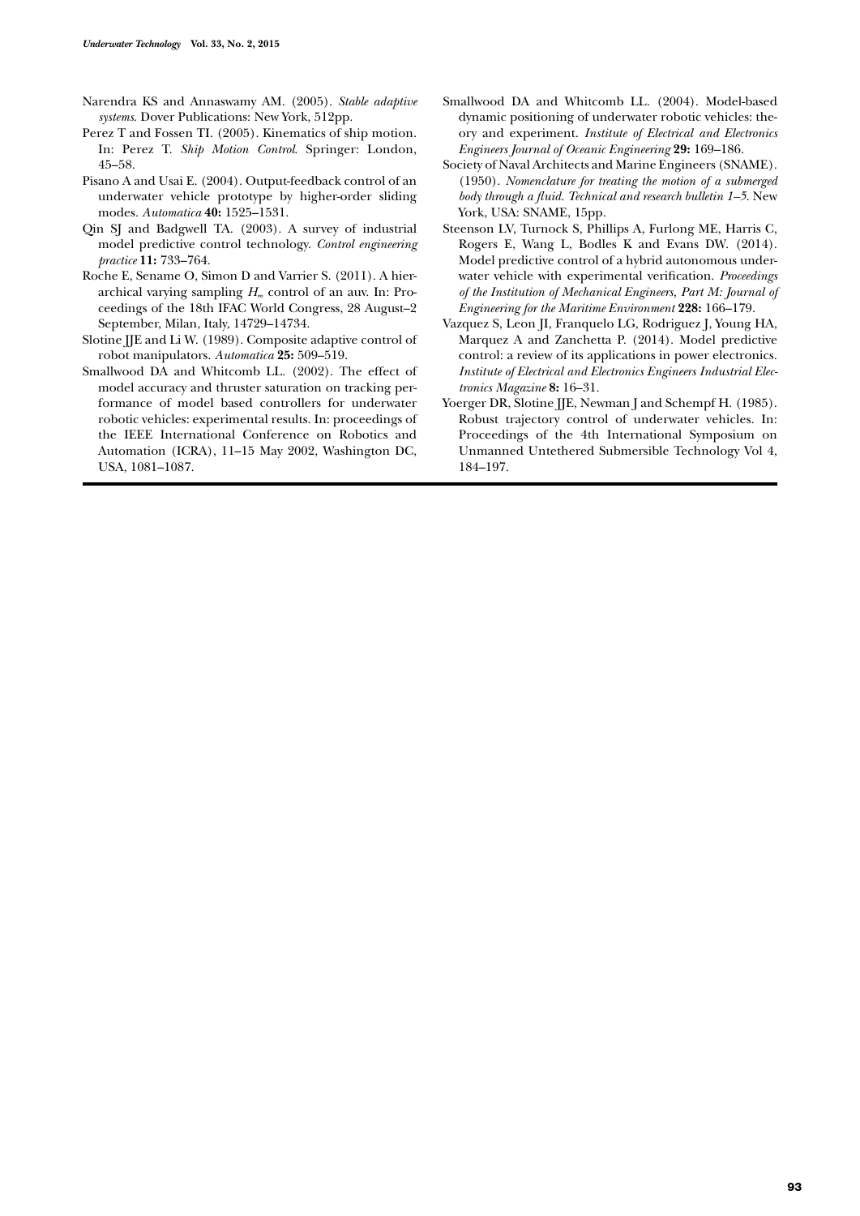Narendra KS and Annaswamy AM. (2005). *Stable adaptive systems*. Dover Publications: New York, 512pp.

Perez T and Fossen TI. (2005). Kinematics of ship motion. In: Perez T. *Ship Motion Control*. Springer: London, 45–58.

Pisano A and Usai E. (2004). Output-feedback control of an underwater vehicle prototype by higher-order sliding modes. *Automatica* **40:** 1525–1531.

Qin SJ and Badgwell TA. (2003). A survey of industrial model predictive control technology. *Control engineering practice* **11:** 733–764.

Roche E, Sename O, Simon D and Varrier S. (2011). A hierarchical varying sampling $H_\infty$ control of an auv. In: Proceedings of the 18th IFAC World Congress, 28 August–2 September, Milan, Italy, 14729–14734.

Slotine JJE and Li W. (1989). Composite adaptive control of robot manipulators. *Automatica* **25:** 509–519.

Smallwood DA and Whitcomb LL. (2002). The effect of model accuracy and thruster saturation on tracking performance of model based controllers for underwater robotic vehicles: experimental results. In: proceedings of the IEEE International Conference on Robotics and Automation (ICRA), 11–15 May 2002, Washington DC, USA, 1081–1087.

Smallwood DA and Whitcomb LL. (2004). Model-based dynamic positioning of underwater robotic vehicles: theory and experiment. *Institute of Electrical and Electronics Engineers Journal of Oceanic Engineering* **29:** 169–186.

Society of Naval Architects and Marine Engineers (SNAME). (1950). *Nomenclature for treating the motion of a submerged body through a fluid. Technical and research bulletin 1–5*. New York, USA: SNAME, 15pp.

Steenson LV, Turnock S, Phillips A, Furlong ME, Harris C, Rogers E, Wang L, Bodles K and Evans DW. (2014). Model predictive control of a hybrid autonomous underwater vehicle with experimental verification. *Proceedings of the Institution of Mechanical Engineers, Part M: Journal of Engineering for the Maritime Environment* **228:** 166–179.

Vazquez S, Leon JI, Franquelo LG, Rodriguez J, Young HA, Marquez A and Zanchetta P. (2014). Model predictive control: a review of its applications in power electronics. *Institute of Electrical and Electronics Engineers Industrial Electronics Magazine* **8:** 16–31.

Yoerger DR, Slotine JJE, Newman J and Schempf H. (1985). Robust trajectory control of underwater vehicles. In: Proceedings of the 4th International Symposium on Unmanned Untethered Submersible Technology Vol 4, 184–197.